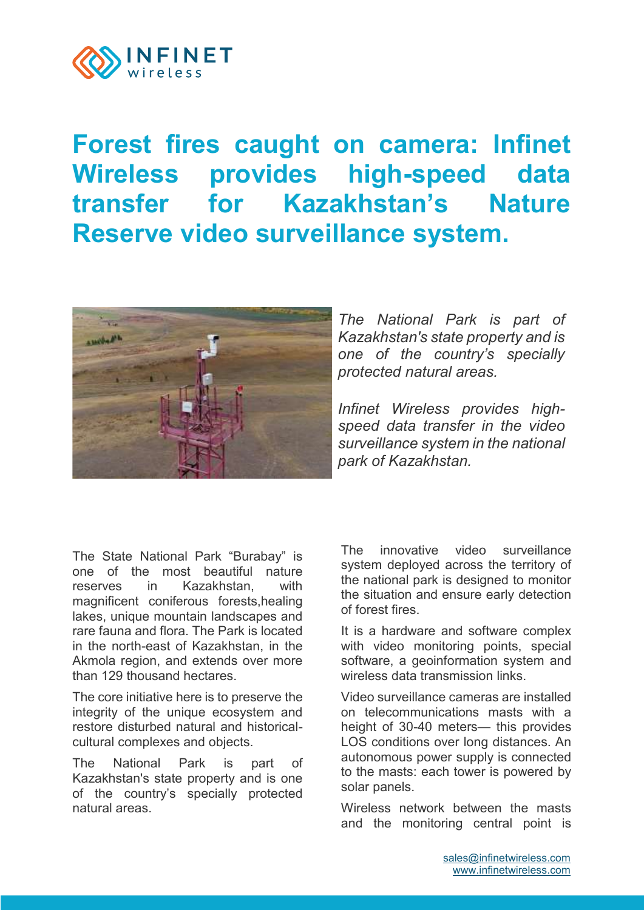# Forest fires caught on camera: Infinet Wireless provides high-speed data transfer for Kazakhstan's Nature Reserve video surveillance system.

*The National Park is part of Kazakhstan's state property and is one of the country's specially protected natural areas.*

*Infinet Wireless provides high-speed data transfer in the video surveillance system in the national park of Kazakhstan.*

The State National Park "Burabay" is one of the most beautiful nature reserves in Kazakhstan, with magnificent coniferous forests,healing lakes, unique mountain landscapes and rare fauna and flora. The Park is located in the north-east of Kazakhstan, in the Akmola region, and extends over more than 129 thousand hectares.

The core initiative here is to preserve the integrity of the unique ecosystem and restore disturbed natural and historical-cultural complexes and objects.

The National Park is part of Kazakhstan's state property and is one of the country's specially protected natural areas.

The innovative video surveillance system deployed across the territory of the national park is designed to monitor the situation and ensure early detection of forest fires.

It is a hardware and software complex with video monitoring points, special software, a geoinformation system and wireless data transmission links.

Video surveillance cameras are installed on telecommunications masts with a height of 30-40 meters— this provides LOS conditions over long distances. An autonomous power supply is connected to the masts: each tower is powered by solar panels.

Wireless network between the masts and the monitoring central point is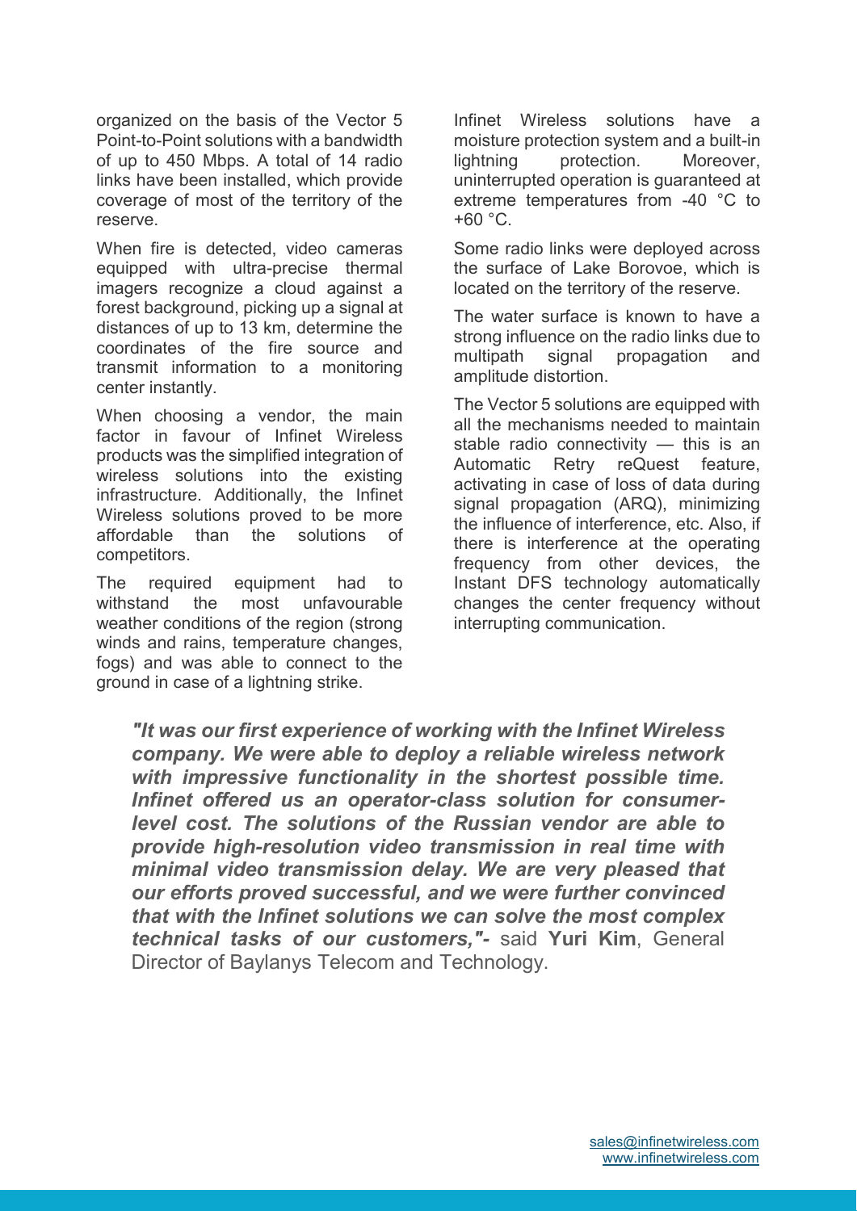organized on the basis of the Vector 5 Point-to-Point solutions with a bandwidth of up to 450 Mbps. A total of 14 radio links have been installed, which provide coverage of most of the territory of the reserve.

When fire is detected, video cameras equipped with ultra-precise thermal imagers recognize a cloud against a forest background, picking up a signal at distances of up to 13 km, determine the coordinates of the fire source and transmit information to a monitoring center instantly.

When choosing a vendor, the main factor in favour of Infinet Wireless products was the simplified integration of wireless solutions into the existing infrastructure. Additionally, the Infinet Wireless solutions proved to be more affordable than the solutions of competitors.

The required equipment had to withstand the most unfavourable weather conditions of the region (strong winds and rains, temperature changes, fogs) and was able to connect to the ground in case of a lightning strike.

Infinet Wireless solutions have a moisture protection system and a built-in lightning protection. Moreover, uninterrupted operation is guaranteed at extreme temperatures from -40 °C to +60 °C.

Some radio links were deployed across the surface of Lake Borovoe, which is located on the territory of the reserve.

The water surface is known to have a strong influence on the radio links due to multipath signal propagation and amplitude distortion.

The Vector 5 solutions are equipped with all the mechanisms needed to maintain stable radio connectivity — this is an Automatic Retry reQuest feature, activating in case of loss of data during signal propagation (ARQ), minimizing the influence of interference, etc. Also, if there is interference at the operating frequency from other devices, the Instant DFS technology automatically changes the center frequency without interrupting communication.

***"It was our first experience of working with the Infinet Wireless company. We were able to deploy a reliable wireless network with impressive functionality in the shortest possible time. Infinet offered us an operator-class solution for consumer-level cost. The solutions of the Russian vendor are able to provide high-resolution video transmission in real time with minimal video transmission delay. We are very pleased that our efforts proved successful, and we were further convinced that with the Infinet solutions we can solve the most complex technical tasks of our customers,"-*** said **Yuri Kim**, General Director of Baylanys Telecom and Technology.

sales@infinetwireless.com
www.infinetwireless.com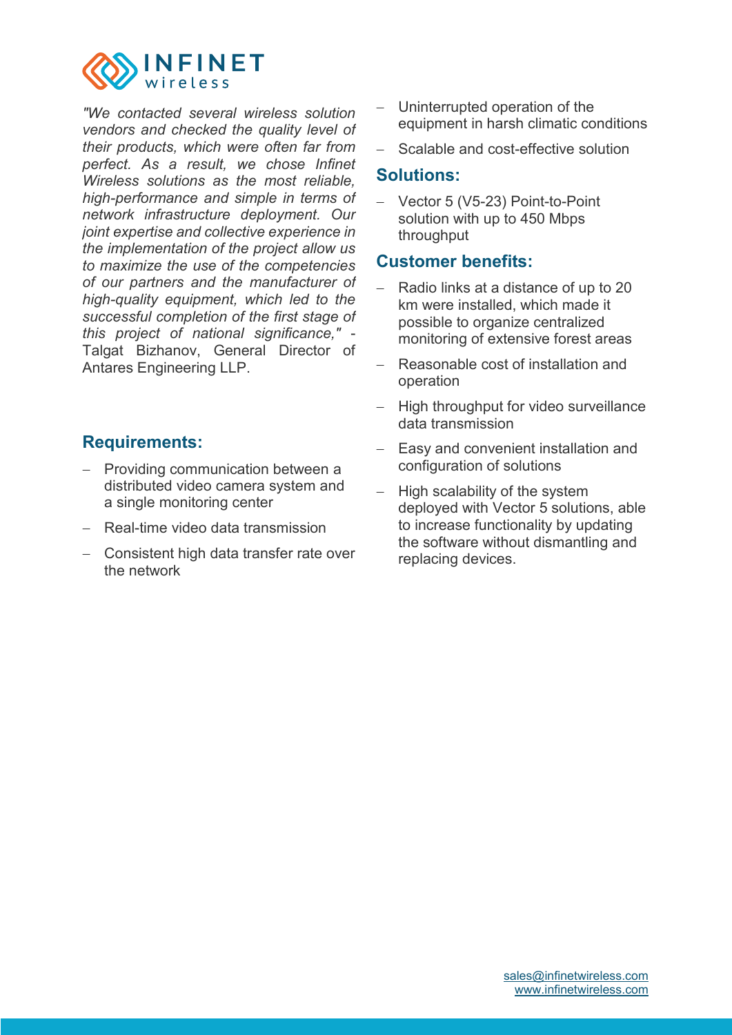*"We contacted several wireless solution vendors and checked the quality level of their products, which were often far from perfect. As a result, we chose Infinet Wireless solutions as the most reliable, high-performance and simple in terms of network infrastructure deployment. Our joint expertise and collective experience in the implementation of the project allow us to maximize the use of the competencies of our partners and the manufacturer of high-quality equipment, which led to the successful completion of the first stage of this project of national significance,"* - Talgat Bizhanov, General Director of Antares Engineering LLP.

## Requirements:

- Providing communication between a distributed video camera system and a single monitoring center
- Real-time video data transmission
- Consistent high data transfer rate over the network
- Uninterrupted operation of the equipment in harsh climatic conditions
- Scalable and cost-effective solution

## Solutions:

- Vector 5 (V5-23) Point-to-Point solution with up to 450 Mbps throughput

## Customer benefits:

- Radio links at a distance of up to 20 km were installed, which made it possible to organize centralized monitoring of extensive forest areas
- Reasonable cost of installation and operation
- High throughput for video surveillance data transmission
- Easy and convenient installation and configuration of solutions
- High scalability of the system deployed with Vector 5 solutions, able to increase functionality by updating the software without dismantling and replacing devices.

sales@infinetwireless.com
www.infinetwireless.com